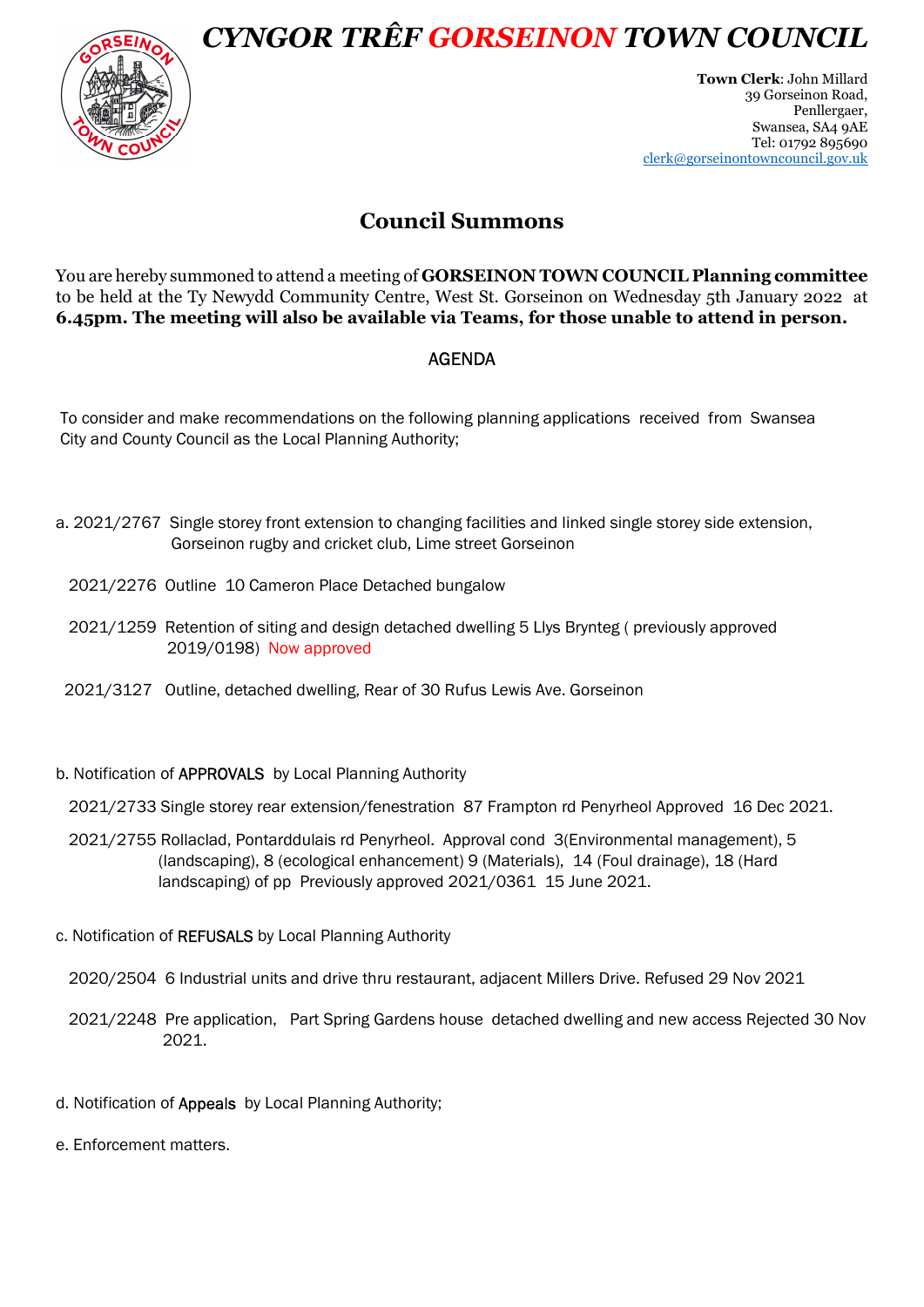# *CYNGOR TRÊF GORSEINON TOWN COUNCIL*

**Town Clerk**: John Millard
39 Gorseinon Road,
Penllergaer,
Swansea, SA4 9AE
Tel: 01792 895690
clerk@gorseinontowncouncil.gov.uk

## Council Summons

You are hereby summoned to attend a meeting of **GORSEINON TOWN COUNCIL Planning committee** to be held at the Ty Newydd Community Centre, West St. Gorseinon on Wednesday 5th January 2022 at **6.45pm. The meeting will also be available via Teams, for those unable to attend in person.**

AGENDA

To consider and make recommendations on the following planning applications received from Swansea City and County Council as the Local Planning Authority;

a. 2021/2767 Single storey front extension to changing facilities and linked single storey side extension, Gorseinon rugby and cricket club, Lime street Gorseinon

2021/2276 Outline 10 Cameron Place Detached bungalow

2021/1259 Retention of siting and design detached dwelling 5 Llys Brynteg ( previously approved 2019/0198) Now approved

2021/3127 Outline, detached dwelling, Rear of 30 Rufus Lewis Ave. Gorseinon

b. Notification of APPROVALS by Local Planning Authority

2021/2733 Single storey rear extension/fenestration 87 Frampton rd Penyrheol Approved 16 Dec 2021.

2021/2755 Rollaclad, Pontarddulais rd Penyrheol. Approval cond 3(Environmental management), 5 (landscaping), 8 (ecological enhancement) 9 (Materials), 14 (Foul drainage), 18 (Hard landscaping) of pp Previously approved 2021/0361 15 June 2021.

c. Notification of REFUSALS by Local Planning Authority

2020/2504 6 Industrial units and drive thru restaurant, adjacent Millers Drive. Refused 29 Nov 2021

2021/2248 Pre application, Part Spring Gardens house detached dwelling and new access Rejected 30 Nov 2021.

d. Notification of Appeals by Local Planning Authority;

e. Enforcement matters.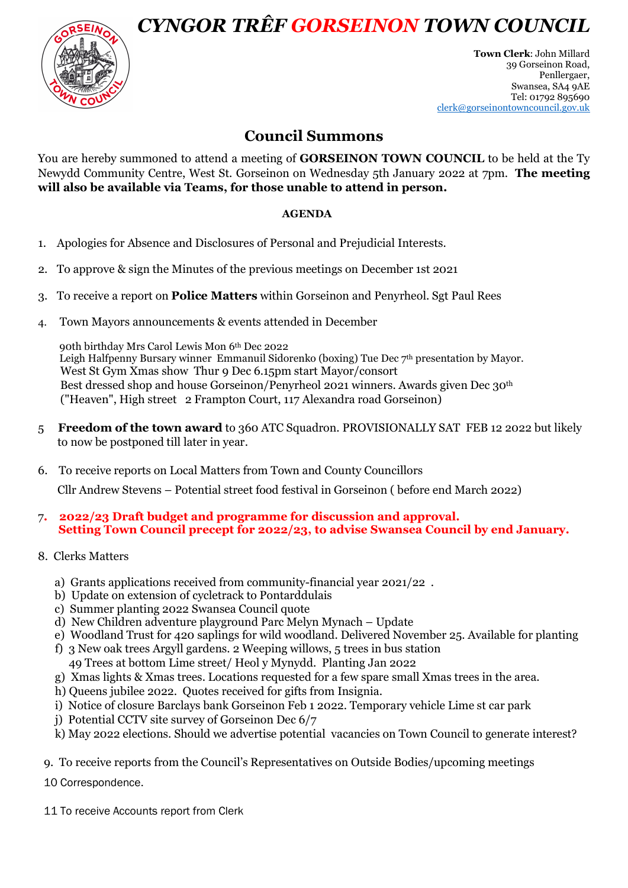# CYNGOR TRÊF GORSEINON TOWN COUNCIL

**Town Clerk**: John Millard
39 Gorseinon Road,
Penllergaer,
Swansea, SA4 9AE
Tel: 01792 895690
clerk@gorseinontowncouncil.gov.uk

## Council Summons

You are hereby summoned to attend a meeting of **GORSEINON TOWN COUNCIL** to be held at the Ty Newydd Community Centre, West St. Gorseinon on Wednesday 5th January 2022 at 7pm. **The meeting will also be available via Teams, for those unable to attend in person.**

**AGENDA**

1. Apologies for Absence and Disclosures of Personal and Prejudicial Interests.

2. To approve & sign the Minutes of the previous meetings on December 1st 2021

3. To receive a report on **Police Matters** within Gorseinon and Penyrheol. Sgt Paul Rees

4. Town Mayors announcements & events attended in December

   90th birthday Mrs Carol Lewis Mon 6th Dec 2022
   Leigh Halfpenny Bursary winner Emmanuil Sidorenko (boxing) Tue Dec 7th presentation by Mayor.
   West St Gym Xmas show Thur 9 Dec 6.15pm start Mayor/consort
   Best dressed shop and house Gorseinon/Penyrheol 2021 winners. Awards given Dec 30th
   ("Heaven", High street 2 Frampton Court, 117 Alexandra road Gorseinon)

5. **Freedom of the town award** to 360 ATC Squadron. PROVISIONALLY SAT FEB 12 2022 but likely to now be postponed till later in year.

6. To receive reports on Local Matters from Town and County Councillors

   Cllr Andrew Stevens – Potential street food festival in Gorseinon ( before end March 2022)

7. **2022/23 Draft budget and programme for discussion and approval.**
   **Setting Town Council precept for 2022/23, to advise Swansea Council by end January.**

8. Clerks Matters

   a) Grants applications received from community-financial year 2021/22 .
   b) Update on extension of cycletrack to Pontarddulais
   c) Summer planting 2022 Swansea Council quote
   d) New Children adventure playground Parc Melyn Mynach – Update
   e) Woodland Trust for 420 saplings for wild woodland. Delivered November 25. Available for planting
   f) 3 New oak trees Argyll gardens. 2 Weeping willows, 5 trees in bus station
      49 Trees at bottom Lime street/ Heol y Mynydd. Planting Jan 2022
   g) Xmas lights & Xmas trees. Locations requested for a few spare small Xmas trees in the area.
   h) Queens jubilee 2022. Quotes received for gifts from Insignia.
   i) Notice of closure Barclays bank Gorseinon Feb 1 2022. Temporary vehicle Lime st car park
   j) Potential CCTV site survey of Gorseinon Dec 6/7
   k) May 2022 elections. Should we advertise potential vacancies on Town Council to generate interest?

9. To receive reports from the Council's Representatives on Outside Bodies/upcoming meetings

10. Correspondence.

11. To receive Accounts report from Clerk